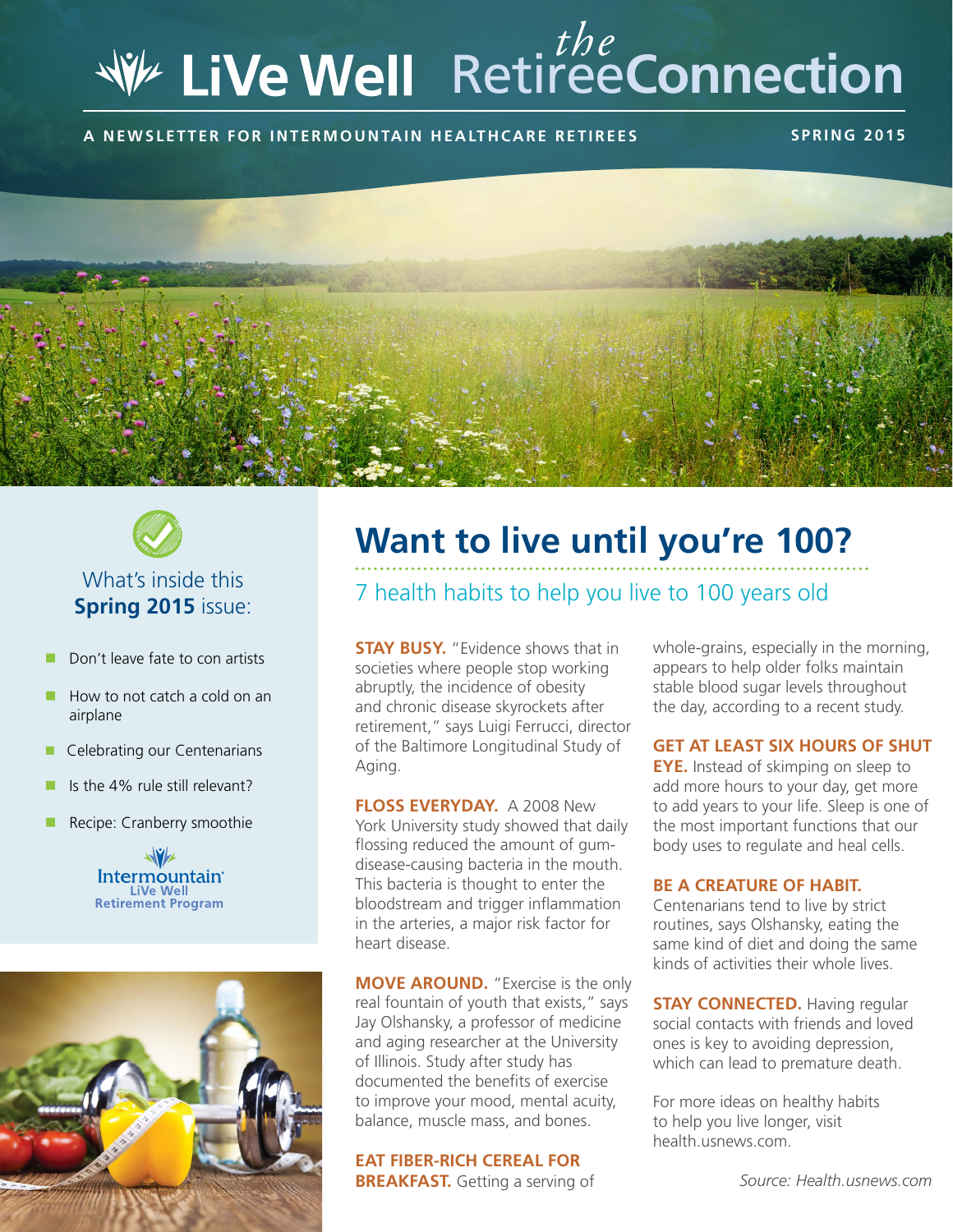# LiVe Well *the* RetireeConnection

**A NEWSLETTER FOR INTERMOUNTAIN HEALTHCARE RETIREES** — **SPRING 2015**

What's inside this **Spring 2015** issue:

- Don't leave fate to con artists
- How to not catch a cold on an airplane
- Celebrating our Centenarians
- Is the 4% rule still relevant?
- Recipe: Cranberry smoothie

Intermountain LiVe Well Retirement Program

# Want to live until you're 100?

## 7 health habits to help you live to 100 years old

**STAY BUSY.** "Evidence shows that in societies where people stop working abruptly, the incidence of obesity and chronic disease skyrockets after retirement," says Luigi Ferrucci, director of the Baltimore Longitudinal Study of Aging.

**FLOSS EVERYDAY.** A 2008 New York University study showed that daily flossing reduced the amount of gum-disease-causing bacteria in the mouth. This bacteria is thought to enter the bloodstream and trigger inflammation in the arteries, a major risk factor for heart disease.

**MOVE AROUND.** "Exercise is the only real fountain of youth that exists," says Jay Olshansky, a professor of medicine and aging researcher at the University of Illinois. Study after study has documented the benefits of exercise to improve your mood, mental acuity, balance, muscle mass, and bones.

**EAT FIBER-RICH CEREAL FOR BREAKFAST.** Getting a serving of whole-grains, especially in the morning, appears to help older folks maintain stable blood sugar levels throughout the day, according to a recent study.

**GET AT LEAST SIX HOURS OF SHUT EYE.** Instead of skimping on sleep to add more hours to your day, get more to add years to your life. Sleep is one of the most important functions that our body uses to regulate and heal cells.

**BE A CREATURE OF HABIT.** Centenarians tend to live by strict routines, says Olshansky, eating the same kind of diet and doing the same kinds of activities their whole lives.

**STAY CONNECTED.** Having regular social contacts with friends and loved ones is key to avoiding depression, which can lead to premature death.

For more ideas on healthy habits to help you live longer, visit health.usnews.com.

*Source: Health.usnews.com*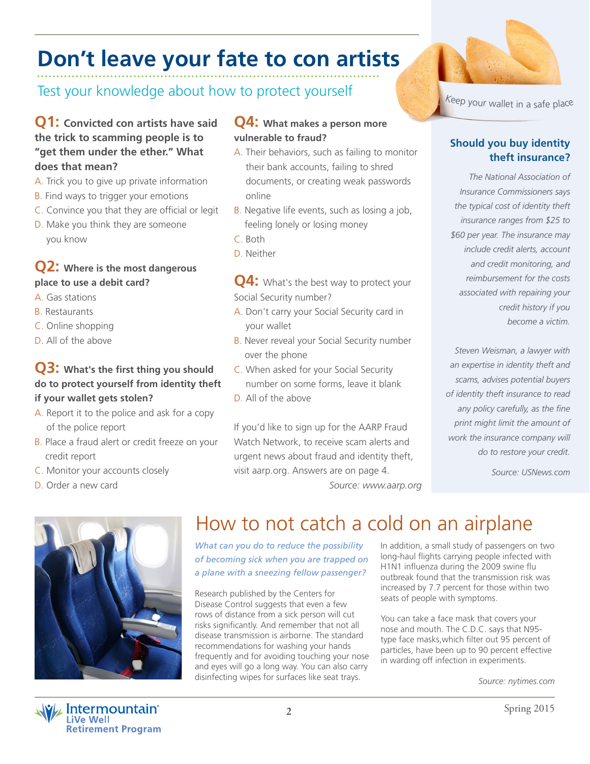# Don't leave your fate to con artists

## Test your knowledge about how to protect yourself

**Q1: Convicted con artists have said the trick to scamming people is to "get them under the ether." What does that mean?**

A. Trick you to give up private information
B. Find ways to trigger your emotions
C. Convince you that they are official or legit
D. Make you think they are someone you know

**Q2: Where is the most dangerous place to use a debit card?**

A. Gas stations
B. Restaurants
C. Online shopping
D. All of the above

**Q3: What's the first thing you should do to protect yourself from identity theft if your wallet gets stolen?**

A. Report it to the police and ask for a copy of the police report
B. Place a fraud alert or credit freeze on your credit report
C. Monitor your accounts closely
D. Order a new card

**Q4: What makes a person more vulnerable to fraud?**

A. Their behaviors, such as failing to monitor their bank accounts, failing to shred documents, or creating weak passwords online
B. Negative life events, such as losing a job, feeling lonely or losing money
C. Both
D. Neither

**Q4:** What's the best way to protect your Social Security number?

A. Don't carry your Social Security card in your wallet
B. Never reveal your Social Security number over the phone
C. When asked for your Social Security number on some forms, leave it blank
D. All of the above

If you'd like to sign up for the AARP Fraud Watch Network, to receive scam alerts and urgent news about fraud and identity theft, visit aarp.org. Answers are on page 4.

*Source: www.aarp.org*

Keep your wallet in a safe place

### Should you buy identity theft insurance?

*The National Association of Insurance Commissioners says the typical cost of identity theft insurance ranges from $25 to $60 per year. The insurance may include credit alerts, account and credit monitoring, and reimbursement for the costs associated with repairing your credit history if you become a victim.*

*Steven Weisman, a lawyer with an expertise in identity theft and scams, advises potential buyers of identity theft insurance to read any policy carefully, as the fine print might limit the amount of work the insurance company will do to restore your credit.*

*Source: USNews.com*

# How to not catch a cold on an airplane

*What can you do to reduce the possibility of becoming sick when you are trapped on a plane with a sneezing fellow passenger?*

Research published by the Centers for Disease Control suggests that even a few rows of distance from a sick person will cut risks significantly. And remember that not all disease transmission is airborne. The standard recommendations for washing your hands frequently and for avoiding touching your nose and eyes will go a long way. You can also carry disinfecting wipes for surfaces like seat trays.

In addition, a small study of passengers on two long-haul flights carrying people infected with H1N1 influenza during the 2009 swine flu outbreak found that the transmission risk was increased by 7.7 percent for those within two seats of people with symptoms.

You can take a face mask that covers your nose and mouth. The C.D.C. says that N95-type face masks,which filter out 95 percent of particles, have been up to 90 percent effective in warding off infection in experiments.

*Source: nytimes.com*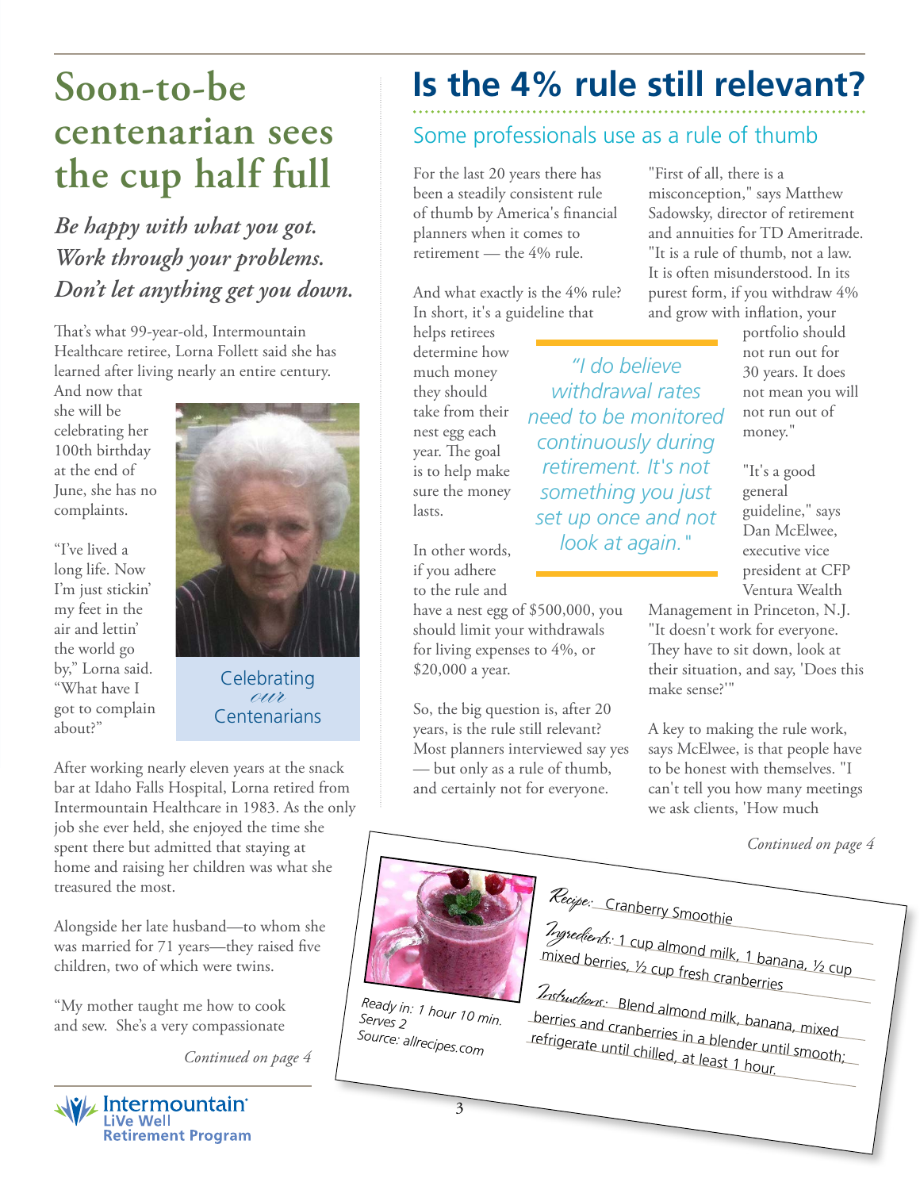# Soon-to-be centenarian sees the cup half full

***Be happy with what you got. Work through your problems. Don't let anything get you down.***

That's what 99-year-old, Intermountain Healthcare retiree, Lorna Follett said she has learned after living nearly an entire century. And now that she will be celebrating her 100th birthday at the end of June, she has no complaints.

"I've lived a long life. Now I'm just stickin' my feet in the air and lettin' the world go by," Lorna said. "What have I got to complain about?"

Celebrating *our* Centenarians

After working nearly eleven years at the snack bar at Idaho Falls Hospital, Lorna retired from Intermountain Healthcare in 1983. As the only job she ever held, she enjoyed the time she spent there but admitted that staying at home and raising her children was what she treasured the most.

Alongside her late husband—to whom she was married for 71 years—they raised five children, two of which were twins.

"My mother taught me how to cook and sew. She's a very compassionate

*Continued on page 4*

# Is the 4% rule still relevant?

## Some professionals use as a rule of thumb

For the last 20 years there has been a steadily consistent rule of thumb by America's financial planners when it comes to retirement — the 4% rule.

And what exactly is the 4% rule? In short, it's a guideline that helps retirees determine how much money they should take from their nest egg each year. The goal is to help make sure the money lasts.

In other words, if you adhere to the rule and have a nest egg of $500,000, you should limit your withdrawals for living expenses to 4%, or $20,000 a year.

So, the big question is, after 20 years, is the rule still relevant? Most planners interviewed say yes — but only as a rule of thumb, and certainly not for everyone.

*"I do believe withdrawal rates need to be monitored continuously during retirement. It's not something you just set up once and not look at again."*

"First of all, there is a misconception," says Matthew Sadowsky, director of retirement and annuities for TD Ameritrade. "It is a rule of thumb, not a law. It is often misunderstood. In its purest form, if you withdraw 4% and grow with inflation, your portfolio should not run out for 30 years. It does not mean you will not run out of money."

"It's a good general guideline," says Dan McElwee, executive vice president at CFP Ventura Wealth Management in Princeton, N.J. "It doesn't work for everyone. They have to sit down, look at their situation, and say, 'Does this make sense?'"

A key to making the rule work, says McElwee, is that people have to be honest with themselves. "I can't tell you how many meetings we ask clients, 'How much

*Continued on page 4*

**Recipe:** Cranberry Smoothie

**Ingredients:** 1 cup almond milk, 1 banana, ½ cup mixed berries, ½ cup fresh cranberries

**Instructions:** Blend almond milk, banana, mixed berries and cranberries in a blender until smooth; refrigerate until chilled, at least 1 hour.

*Ready in: 1 hour 10 min.*
*Serves 2*
*Source: allrecipes.com*

Intermountain LiVe Well Retirement Program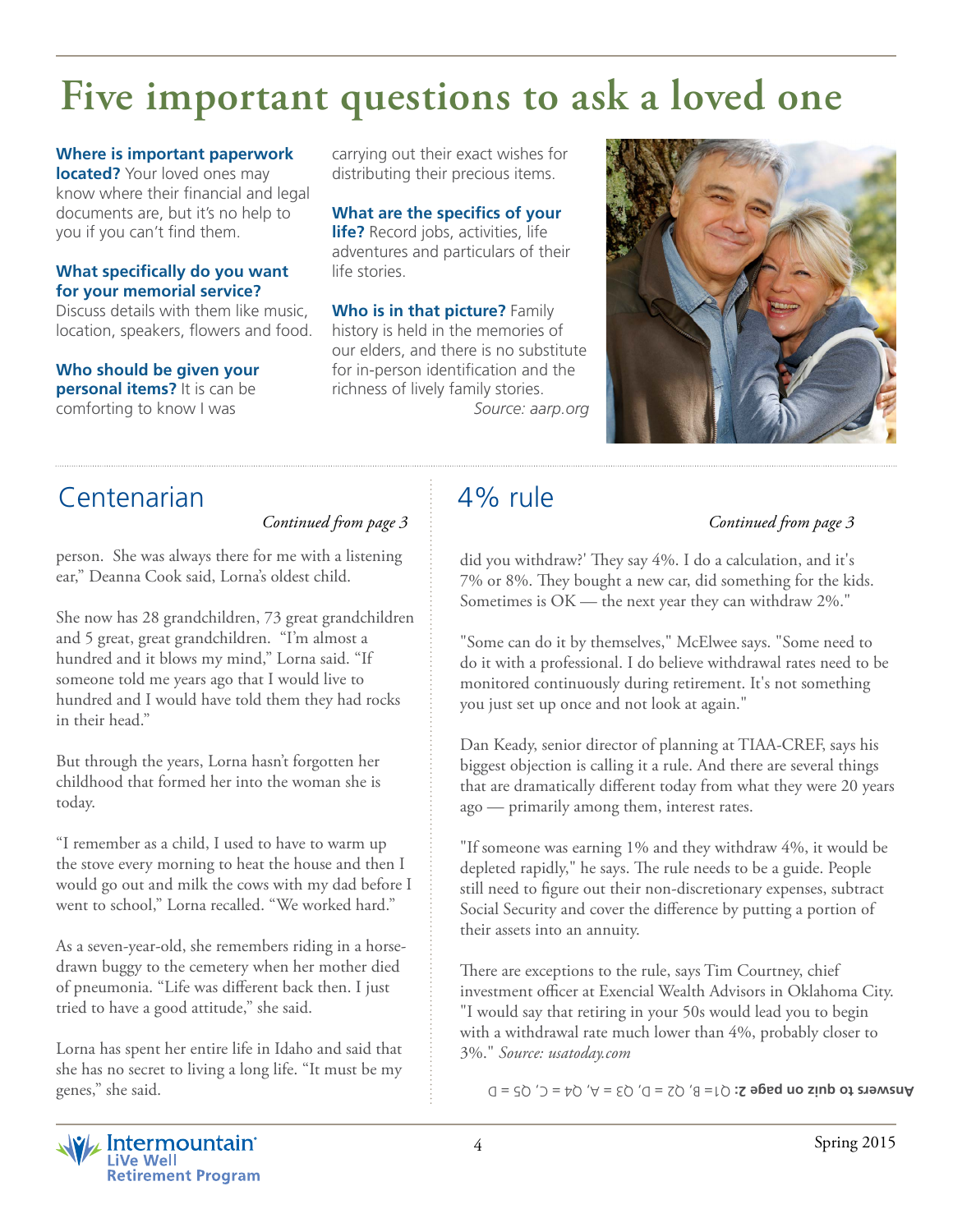# Five important questions to ask a loved one

**Where is important paperwork located?** Your loved ones may know where their financial and legal documents are, but it's no help to you if you can't find them.

**What specifically do you want for your memorial service?** Discuss details with them like music, location, speakers, flowers and food.

**Who should be given your personal items?** It is can be comforting to know I was carrying out their exact wishes for distributing their precious items.

**What are the specifics of your life?** Record jobs, activities, life adventures and particulars of their life stories.

**Who is in that picture?** Family history is held in the memories of our elders, and there is no substitute for in-person identification and the richness of lively family stories.

*Source: aarp.org*

## Centenarian

*Continued from page 3*

person. She was always there for me with a listening ear," Deanna Cook said, Lorna's oldest child.

She now has 28 grandchildren, 73 great grandchildren and 5 great, great grandchildren. "I'm almost a hundred and it blows my mind," Lorna said. "If someone told me years ago that I would live to hundred and I would have told them they had rocks in their head."

But through the years, Lorna hasn't forgotten her childhood that formed her into the woman she is today.

"I remember as a child, I used to have to warm up the stove every morning to heat the house and then I would go out and milk the cows with my dad before I went to school," Lorna recalled. "We worked hard."

As a seven-year-old, she remembers riding in a horse-drawn buggy to the cemetery when her mother died of pneumonia. "Life was different back then. I just tried to have a good attitude," she said.

Lorna has spent her entire life in Idaho and said that she has no secret to living a long life. "It must be my genes," she said.

## 4% rule

*Continued from page 3*

did you withdraw?' They say 4%. I do a calculation, and it's 7% or 8%. They bought a new car, did something for the kids. Sometimes is OK — the next year they can withdraw 2%."

"Some can do it by themselves," McElwee says. "Some need to do it with a professional. I do believe withdrawal rates need to be monitored continuously during retirement. It's not something you just set up once and not look at again."

Dan Keady, senior director of planning at TIAA-CREF, says his biggest objection is calling it a rule. And there are several things that are dramatically different today from what they were 20 years ago — primarily among them, interest rates.

"If someone was earning 1% and they withdraw 4%, it would be depleted rapidly," he says. The rule needs to be a guide. People still need to figure out their non-discretionary expenses, subtract Social Security and cover the difference by putting a portion of their assets into an annuity.

There are exceptions to the rule, says Tim Courtney, chief investment officer at Exencial Wealth Advisors in Oklahoma City. "I would say that retiring in your 50s would lead you to begin with a withdrawal rate much lower than 4%, probably closer to 3%." *Source: usatoday.com*

**Answers to quiz on page 2:** Q1= B, Q2 = D, Q3 = A, Q4 = C, Q5 = D

Intermountain LiVe Well Retirement Program

Spring 2015